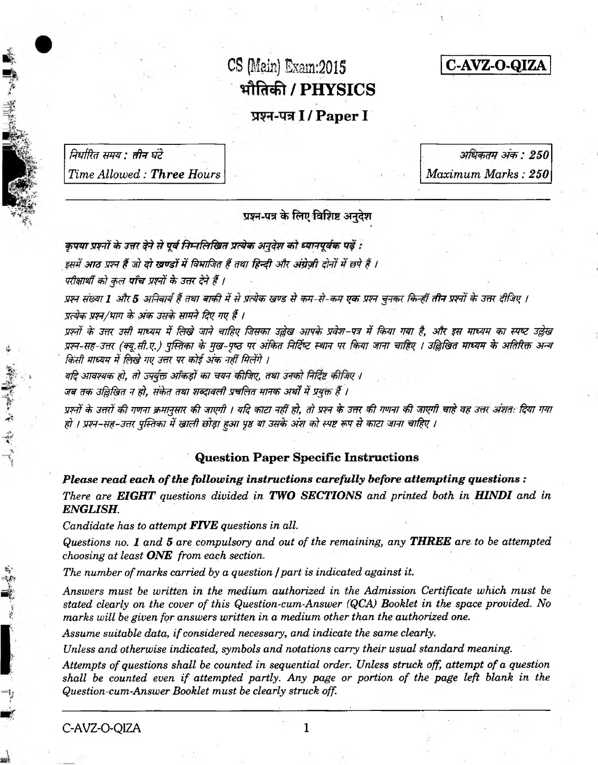# CS (Main) Exam:2015

**C-AVZ-O-QIZA**

## भौतिकी / PHYSICS

### प्रश्न-पत्र I / Paper I

*निर्धारित समय : तीन घंटे*
*Time Allowed :* **Three Hours**

*अधिकतम अंक :* **250**
*Maximum Marks :* **250**

---

### प्रश्न-पत्र के लिए विशिष्ट अनुदेश

***कृपया प्रश्नों के उत्तर देने से पूर्व निम्नलिखित प्रत्येक अनुदेश को ध्यानपूर्वक पढ़ें :***

*इसमें आठ प्रश्न हैं जो **दो खण्डों** में विभाजित हैं तथा **हिन्दी** और **अंग्रेज़ी** दोनों में छपे हैं ।*

*परीक्षार्थी को कुल **पाँच** प्रश्नों के उत्तर देने हैं ।*

*प्रश्न संख्या **1** और **5** अनिवार्य हैं तथा बाकी में से प्रत्येक खण्ड से कम-से-कम **एक** प्रश्न चुनकर किन्हीं **तीन** प्रश्नों के उत्तर दीजिए ।*

*प्रत्येक प्रश्न/भाग के अंक उसके सामने दिए गए हैं ।*

*प्रश्नों के उत्तर उसी माध्यम में लिखे जाने चाहिए जिसका उल्लेख आपके प्रवेश-पत्र में किया गया है, और इस माध्यम का स्पष्ट उल्लेख प्रश्न-सह-उत्तर (क्यू.सी.ए.) पुस्तिका के मुख-पृष्ठ पर अंकित निर्दिष्ट स्थान पर किया जाना चाहिए । उल्लिखित माध्यम के अतिरिक्त अन्य किसी माध्यम में लिखे गए उत्तर पर कोई अंक नहीं मिलेंगे ।*

*यदि आवश्यक हो, तो उपयुक्त आँकड़ों का चयन कीजिए, तथा उनको निर्दिष्ट कीजिए ।*

*जब तक उल्लिखित न हो, संकेत तथा शब्दावली प्रचलित मानक अर्थों में प्रयुक्त हैं ।*

*प्रश्नों के उत्तरों की गणना क्रमानुसार की जाएगी । यदि काटा नहीं हो, तो प्रश्न के उत्तर की गणना की जाएगी चाहे वह उत्तर अंशतः दिया गया हो । प्रश्न-सह-उत्तर पुस्तिका में खाली छोड़ा हुआ पृष्ठ या उसके अंश को स्पष्ट रूप से काटा जाना चाहिए ।*

### Question Paper Specific Instructions

***Please read each of the following instructions carefully before attempting questions :***

*There are **EIGHT** questions divided in **TWO SECTIONS** and printed both in **HINDI** and in **ENGLISH**.*

*Candidate has to attempt **FIVE** questions in all.*

*Questions no. **1** and **5** are compulsory and out of the remaining, any **THREE** are to be attempted choosing at least **ONE** from each section.*

*The number of marks carried by a question / part is indicated against it.*

*Answers must be written in the medium authorized in the Admission Certificate which must be stated clearly on the cover of this Question-cum-Answer (QCA) Booklet in the space provided. No marks will be given for answers written in a medium other than the authorized one.*

*Assume suitable data, if considered necessary, and indicate the same clearly.*

*Unless and otherwise indicated, symbols and notations carry their usual standard meaning.*

*Attempts of questions shall be counted in sequential order. Unless struck off, attempt of a question shall be counted even if attempted partly. Any page or portion of the page left blank in the Question-cum-Answer Booklet must be clearly struck off.*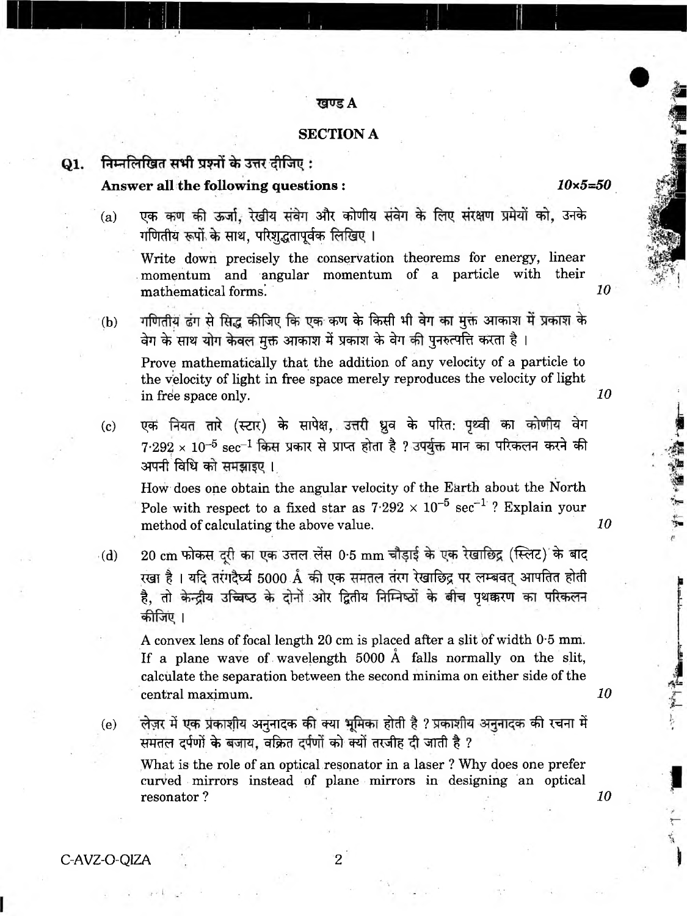## खण्ड A

## SECTION A

**Q1.** **निम्नलिखित सभी प्रश्नों के उत्तर दीजिए :**

**Answer all the following questions :** *10×5=50*

(a) एक कण की ऊर्जा, रेखीय संवेग और कोणीय संवेग के लिए संरक्षण प्रमेयों को, उनके गणितीय रूपों के साथ, परिशुद्धतापूर्वक लिखिए ।

Write down precisely the conservation theorems for energy, linear momentum and angular momentum of a particle with their mathematical forms. *10*

(b) गणितीय ढंग से सिद्ध कीजिए कि एक कण के किसी भी वेग का मुक्त आकाश में प्रकाश के वेग के साथ योग केवल मुक्त आकाश में प्रकाश के वेग की पुनरुत्पत्ति करता है ।

Prove mathematically that the addition of any velocity of a particle to the velocity of light in free space merely reproduces the velocity of light in free space only. *10*

(c) एक नियत तारे (स्टार) के सापेक्ष, उत्तरी ध्रुव के परित: पृथ्वी का कोणीय वेग $7{\cdot}292 \times 10^{-5}$ $\text{sec}^{-1}$ किस प्रकार से प्राप्त होता है ? उपर्युक्त मान का परिकलन करने की अपनी विधि को समझाइए ।

How does one obtain the angular velocity of the Earth about the North Pole with respect to a fixed star as $7{\cdot}292 \times 10^{-5}$ $\text{sec}^{-1}$ ? Explain your method of calculating the above value. *10*

(d) 20 cm फोकस दूरी का एक उत्तल लेंस 0·5 mm चौड़ाई के एक रेखाछिद्र (स्लिट) के बाद रखा है । यदि तरंगदैर्घ्य 5000 Å की एक समतल तरंग रेखाछिद्र पर लम्बवत् आपतित होती है, तो केन्द्रीय उच्चिष्ठ के दोनों ओर द्वितीय निम्निष्ठों के बीच पृथक्करण का परिकलन कीजिए ।

A convex lens of focal length 20 cm is placed after a slit of width 0·5 mm. If a plane wave of wavelength 5000 Å falls normally on the slit, calculate the separation between the second minima on either side of the central maximum. *10*

(e) लेज़र में एक प्रकाशीय अनुनादक की क्या भूमिका होती है ? प्रकाशीय अनुनादक की रचना में समतल दर्पणों के बजाय, वक्रित दर्पणों को क्यों तरजीह दी जाती है ?

What is the role of an optical resonator in a laser ? Why does one prefer curved mirrors instead of plane mirrors in designing an optical resonator ? *10*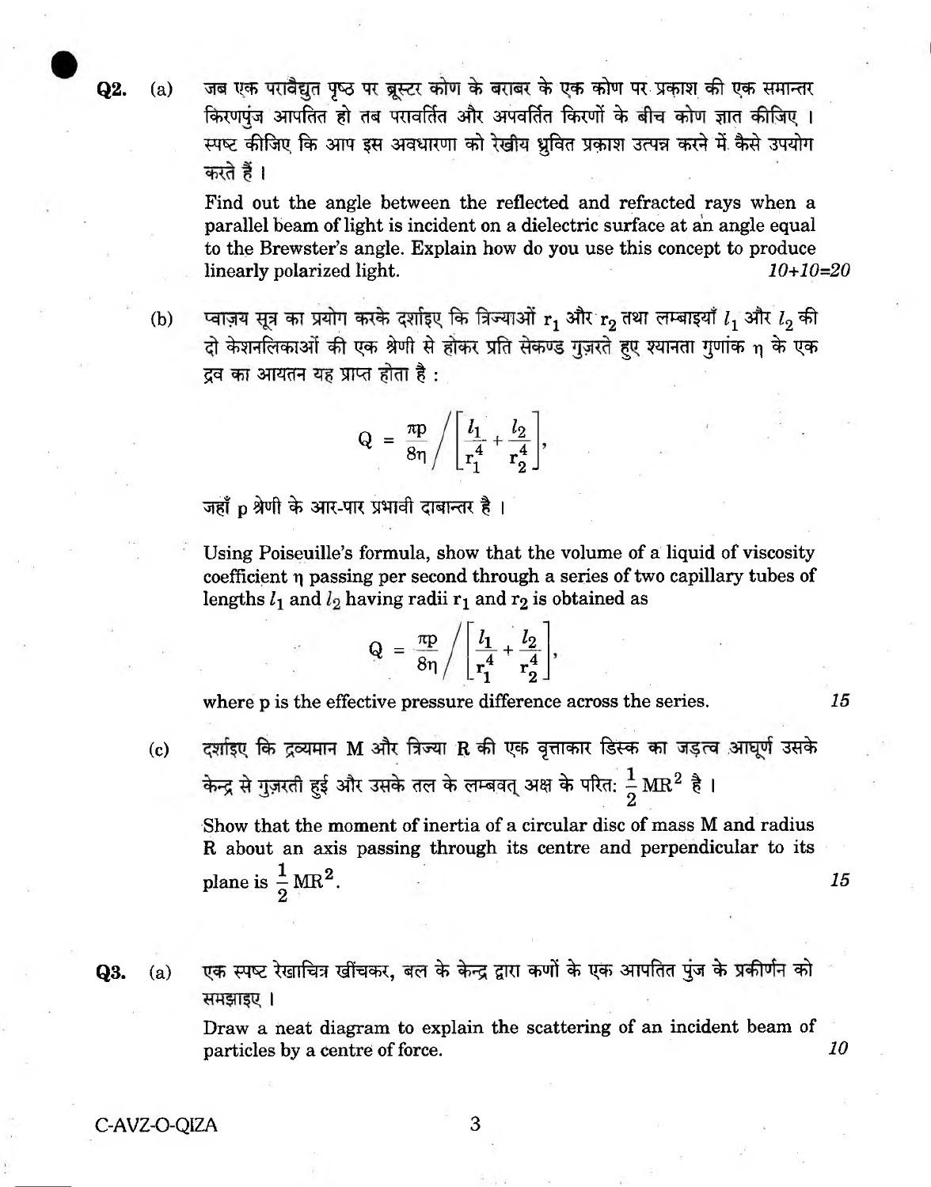**Q2.** (a) जब एक परावैद्युत पृष्ठ पर ब्रूस्टर कोण के बराबर के एक कोण पर प्रकाश की एक समान्तर किरणपुंज आपतित हो तब परावर्तित और अपवर्तित किरणों के बीच कोण ज्ञात कीजिए । स्पष्ट कीजिए कि आप इस अवधारणा को रेखीय ध्रुवित प्रकाश उत्पन्न करने में कैसे उपयोग करते हैं ।

Find out the angle between the reflected and refracted rays when a parallel beam of light is incident on a dielectric surface at an angle equal to the Brewster's angle. Explain how do you use this concept to produce linearly polarized light. *10+10=20*

(b) प्वाज़य सूत्र का प्रयोग करके दर्शाइए कि त्रिज्याओं $r_1$ और $r_2$ तथा लम्बाइयाँ $l_1$ और $l_2$ की दो केशनलिकाओं की एक श्रेणी से होकर प्रति सेकण्ड गुज़रते हुए श्यानता गुणांक $\eta$ के एक द्रव का आयतन यह प्राप्त होता है :

$$Q = \frac{\pi p}{8\eta} \bigg/ \left[\frac{l_1}{r_1^4} + \frac{l_2}{r_2^4}\right],$$

जहाँ p श्रेणी के आर-पार प्रभावी दाबान्तर है ।

Using Poiseuille's formula, show that the volume of a liquid of viscosity coefficient $\eta$ passing per second through a series of two capillary tubes of lengths $l_1$ and $l_2$ having radii $r_1$ and $r_2$ is obtained as

$$Q = \frac{\pi p}{8\eta} \bigg/ \left[\frac{l_1}{r_1^4} + \frac{l_2}{r_2^4}\right],$$

where p is the effective pressure difference across the series. *15*

(c) दर्शाइए कि द्रव्यमान M और त्रिज्या R की एक वृत्ताकार डिस्क का जड़त्व आघूर्ण उसके केन्द्र से गुज़रती हुई और उसके तल के लम्बवत् अक्ष के परितः $\frac{1}{2} MR^2$ है ।

Show that the moment of inertia of a circular disc of mass M and radius R about an axis passing through its centre and perpendicular to its plane is $\frac{1}{2} MR^2$. *15*

**Q3.** (a) एक स्पष्ट रेखाचित्र खींचकर, बल के केन्द्र द्वारा कणों के एक आपतित पुंज के प्रकीर्णन को समझाइए ।

Draw a neat diagram to explain the scattering of an incident beam of particles by a centre of force. *10*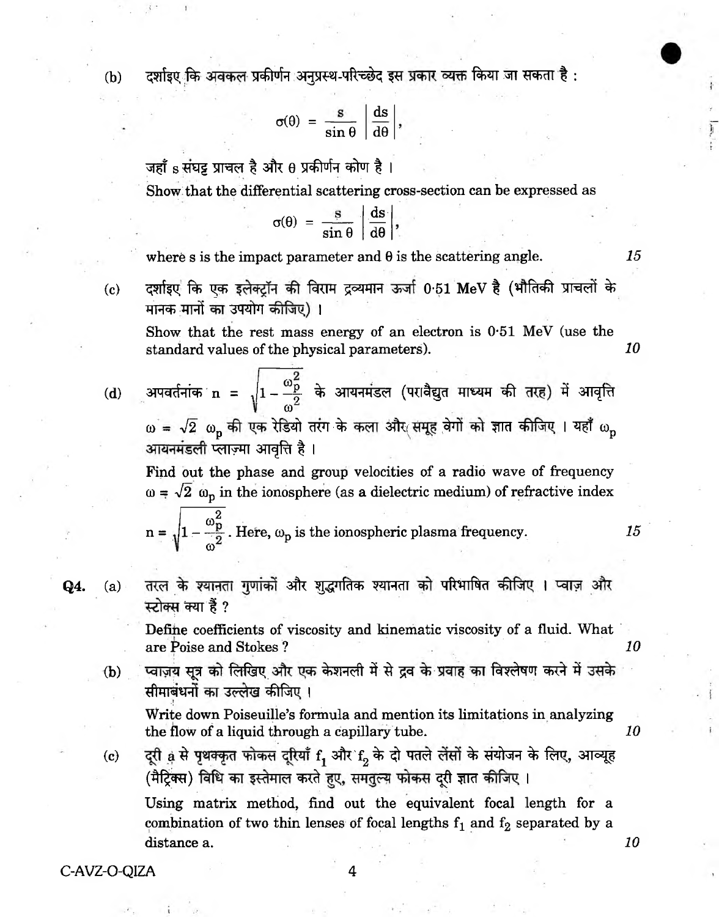(b) दर्शाइए कि अवकल प्रकीर्णन अनुप्रस्थ-परिच्छेद इस प्रकार व्यक्त किया जा सकता है :

$$\sigma(\theta) = \frac{s}{\sin\theta}\left|\frac{ds}{d\theta}\right|,$$

जहाँ s संघट्ट प्राचल है और θ प्रकीर्णन कोण है ।

Show that the differential scattering cross-section can be expressed as

$$\sigma(\theta) = \frac{s}{\sin\theta}\left|\frac{ds}{d\theta}\right|,$$

where s is the impact parameter and θ is the scattering angle. 15

(c) दर्शाइए कि एक इलेक्ट्रॉन की विराम द्रव्यमान ऊर्जा 0·51 MeV है (भौतिकी प्राचलों के मानक मानों का उपयोग कीजिए) ।

Show that the rest mass energy of an electron is 0·51 MeV (use the standard values of the physical parameters). 10

(d) अपवर्तनांक $n = \sqrt{1 - \frac{\omega_p^2}{\omega^2}}$ के आयनमंडल (परावैद्युत माध्यम की तरह) में आवृत्ति $\omega = \sqrt{2}\,\omega_p$ की एक रेडियो तरंग के कला और समूह वेगों को ज्ञात कीजिए । यहाँ $\omega_p$ आयनमंडली प्लाज़्मा आवृत्ति है ।

Find out the phase and group velocities of a radio wave of frequency $\omega = \sqrt{2}\,\omega_p$ in the ionosphere (as a dielectric medium) of refractive index $n = \sqrt{1 - \frac{\omega_p^2}{\omega^2}}$. Here, $\omega_p$ is the ionospheric plasma frequency. 15

**Q4.** (a) तरल के श्यानता गुणांकों और शुद्धगतिक श्यानता को परिभाषित कीजिए । प्वाज़ और स्टोक्स क्या हैं ?

Define coefficients of viscosity and kinematic viscosity of a fluid. What are Poise and Stokes ? 10

(b) प्वाज़य सूत्र को लिखिए और एक केशनली में से द्रव के प्रवाह का विश्लेषण करने में उसके सीमाबंधनों का उल्लेख कीजिए ।

Write down Poiseuille's formula and mention its limitations in analyzing the flow of a liquid through a capillary tube. 10

(c) दूरी a से पृथक्कृत फोकस दूरियाँ $f_1$ और $f_2$ के दो पतले लेंसों के संयोजन के लिए, आव्यूह (मैट्रिक्स) विधि का इस्तेमाल करते हुए, समतुल्य फोकस दूरी ज्ञात कीजिए ।

Using matrix method, find out the equivalent focal length for a combination of two thin lenses of focal lengths $f_1$ and $f_2$ separated by a distance a. 10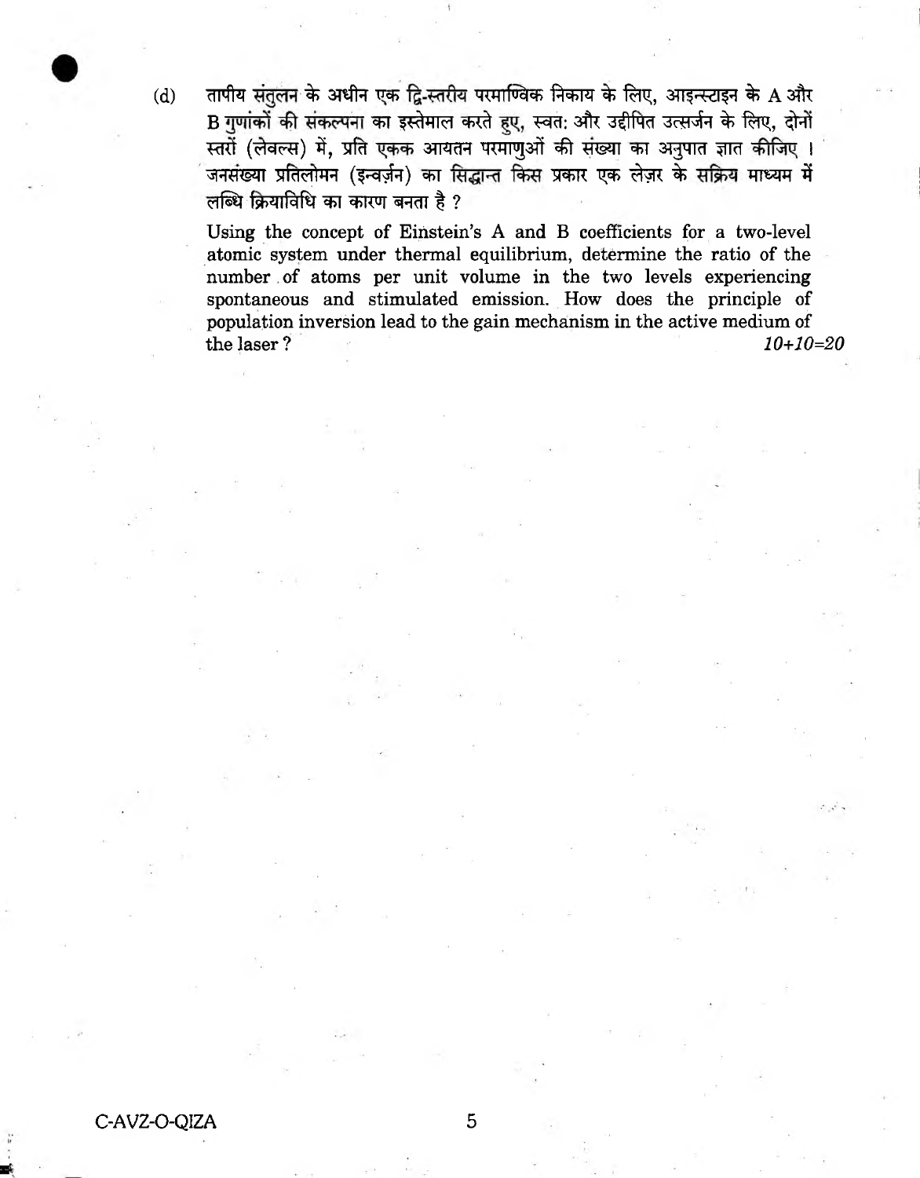(d) तापीय संतुलन के अधीन एक द्वि-स्तरीय परमाण्विक निकाय के लिए, आइन्स्टाइन के A और B गुणांकों की संकल्पना का इस्तेमाल करते हुए, स्वत: और उद्दीपित उत्सर्जन के लिए, दोनों स्तरों (लेवल्स) में, प्रति एकक आयतन परमाणुओं की संख्या का अनुपात ज्ञात कीजिए । जनसंख्या प्रतिलोमन (इन्वर्ज़न) का सिद्धान्त किस प्रकार एक लेज़र के सक्रिय माध्यम में लब्धि क्रियाविधि का कारण बनता है ?

Using the concept of Einstein's A and B coefficients for a two-level atomic system under thermal equilibrium, determine the ratio of the number of atoms per unit volume in the two levels experiencing spontaneous and stimulated emission. How does the principle of population inversion lead to the gain mechanism in the active medium of the laser? *10+10=20*

C-AVZ-O-QIZA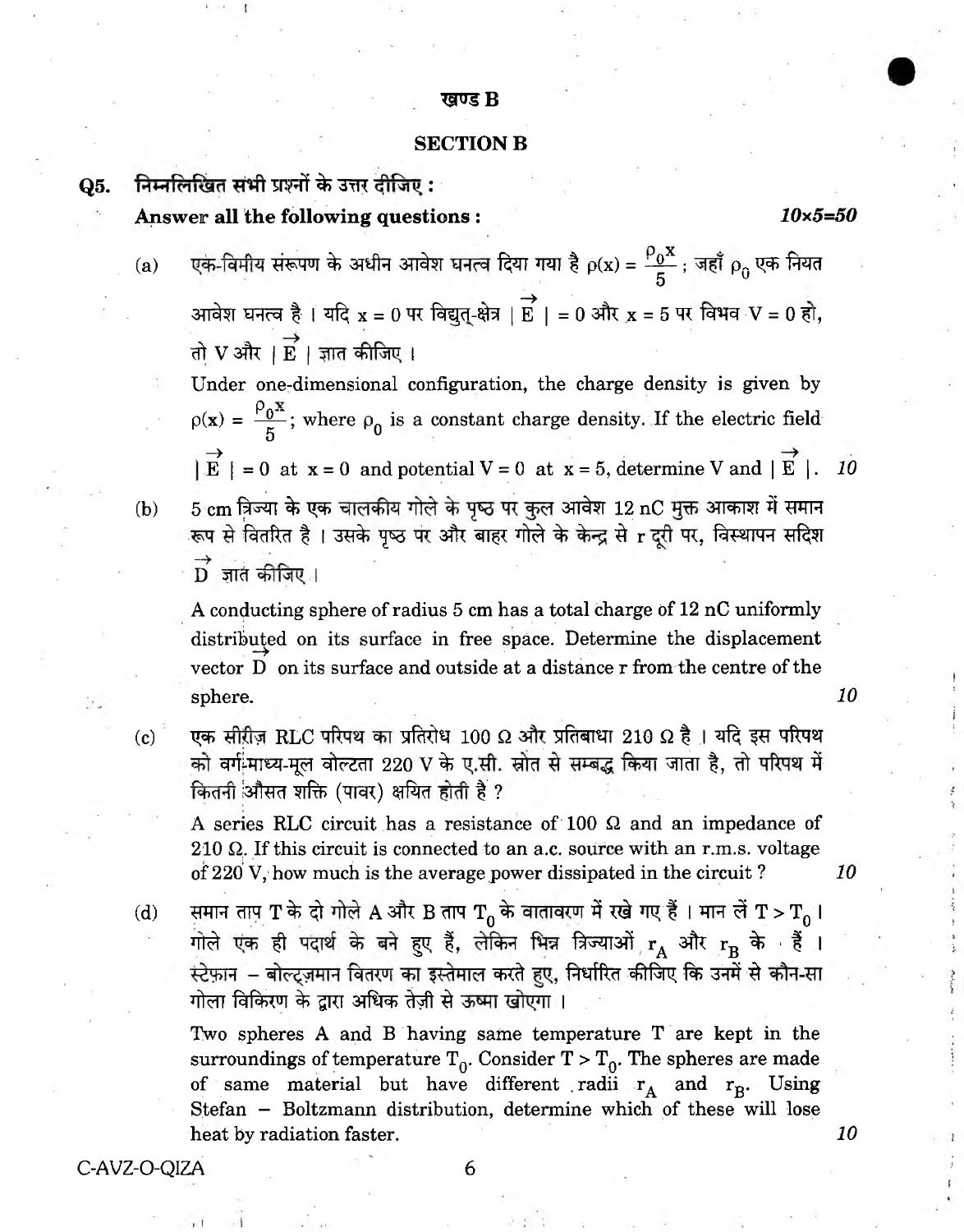## खण्ड B

## SECTION B

**Q5.** **निम्नलिखित सभी प्रश्नों के उत्तर दीजिए :**

**Answer all the following questions :** *10×5=50*

(a) एक-विमीय संरूपण के अधीन आवेश घनत्व दिया गया है $\rho(x) = \frac{\rho_0 x}{5}$ ; जहाँ $\rho_0$ एक नियत आवेश घनत्व है । यदि $x = 0$ पर विद्युत्-क्षेत्र $|\vec{E}| = 0$ और $x = 5$ पर विभव $V = 0$ हो, तो V और $|\vec{E}|$ ज्ञात कीजिए ।

Under one-dimensional configuration, the charge density is given by $\rho(x) = \frac{\rho_0 x}{5}$; where $\rho_0$ is a constant charge density. If the electric field $|\vec{E}| = 0$ at $x = 0$ and potential $V = 0$ at $x = 5$, determine V and $|\vec{E}|$. *10*

(b) 5 cm त्रिज्या के एक चालकीय गोले के पृष्ठ पर कुल आवेश 12 nC मुक्त आकाश में समान रूप से वितरित है । उसके पृष्ठ पर और बाहर गोले के केन्द्र से r दूरी पर, विस्थापन सदिश $\vec{D}$ ज्ञात कीजिए ।

A conducting sphere of radius 5 cm has a total charge of 12 nC uniformly distributed on its surface in free space. Determine the displacement vector $\vec{D}$ on its surface and outside at a distance r from the centre of the sphere. *10*

(c) एक सीरीज़ RLC परिपथ का प्रतिरोध 100 Ω और प्रतिबाधा 210 Ω है । यदि इस परिपथ को वर्ग-माध्य-मूल वोल्टता 220 V के ए.सी. स्रोत से सम्बद्ध किया जाता है, तो परिपथ में कितनी औसत शक्ति (पावर) क्षयित होती है ?

A series RLC circuit has a resistance of 100 Ω and an impedance of 210 Ω. If this circuit is connected to an a.c. source with an r.m.s. voltage of 220 V, how much is the average power dissipated in the circuit ? *10*

(d) समान ताप T के दो गोले A और B ताप $T_0$ के वातावरण में रखे गए हैं । मान लें $T > T_0$ । गोले एक ही पदार्थ के बने हुए हैं, लेकिन भिन्न त्रिज्याओं $r_A$ और $r_B$ के हैं । स्टेफ़ान – बोल्ट्ज़मान वितरण का इस्तेमाल करते हुए, निर्धारित कीजिए कि उनमें से कौन-सा गोला विकिरण के द्वारा अधिक तेज़ी से ऊष्मा खोएगा ।

Two spheres A and B having same temperature T are kept in the surroundings of temperature $T_0$. Consider $T > T_0$. The spheres are made of same material but have different radii $r_A$ and $r_B$. Using Stefan – Boltzmann distribution, determine which of these will lose heat by radiation faster. *10*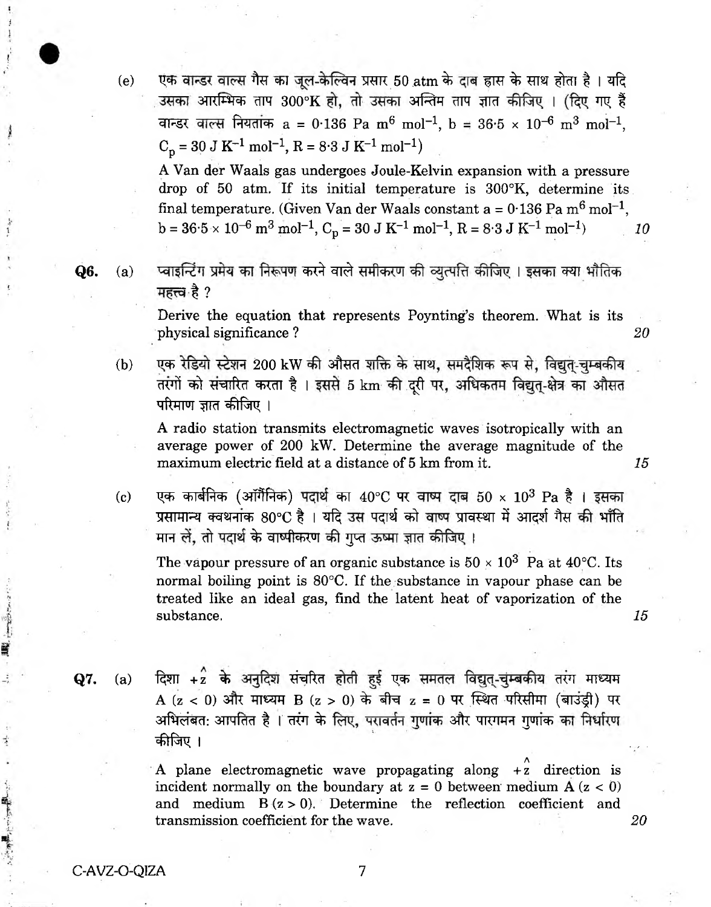(e) एक वान्डर वाल्स गैस का जूल-केल्विन प्रसार 50 atm के दाब ह्रास के साथ होता है । यदि उसका आरम्भिक ताप 300°K हो, तो उसका अन्तिम ताप ज्ञात कीजिए । (दिए गए हैं वान्डर वाल्स नियतांक $a = 0{\cdot}136$ Pa $m^6$ $mol^{-1}$, $b = 36{\cdot}5 \times 10^{-6}$ $m^3$ $mol^{-1}$, $C_p = 30$ J $K^{-1}$ $mol^{-1}$, $R = 8{\cdot}3$ J $K^{-1}$ $mol^{-1}$)

A Van der Waals gas undergoes Joule-Kelvin expansion with a pressure drop of 50 atm. If its initial temperature is 300°K, determine its final temperature. (Given Van der Waals constant $a = 0{\cdot}136$ Pa $m^6$ $mol^{-1}$, $b = 36{\cdot}5 \times 10^{-6}$ $m^3$ $mol^{-1}$, $C_p = 30$ J $K^{-1}$ $mol^{-1}$, $R = 8{\cdot}3$ J $K^{-1}$ $mol^{-1}$) *10*

**Q6.** (a) प्वाइन्टिंग प्रमेय का निरूपण करने वाले समीकरण की व्युत्पत्ति कीजिए । इसका क्या भौतिक महत्त्व है ?

Derive the equation that represents Poynting's theorem. What is its physical significance ? *20*

(b) एक रेडियो स्टेशन 200 kW की औसत शक्ति के साथ, समदैशिक रूप से, विद्युत्-चुम्बकीय तरंगों को संचारित करता है । इससे 5 km की दूरी पर, अधिकतम विद्युत्-क्षेत्र का औसत परिमाण ज्ञात कीजिए ।

A radio station transmits electromagnetic waves isotropically with an average power of 200 kW. Determine the average magnitude of the maximum electric field at a distance of 5 km from it. *15*

(c) एक कार्बनिक (ऑर्गैनिक) पदार्थ का 40°C पर वाष्प दाब $50 \times 10^3$ Pa है । इसका प्रसामान्य क्वथनांक 80°C है । यदि उस पदार्थ को वाष्प प्रावस्था में आदर्श गैस की भाँति मान लें, तो पदार्थ के वाष्पीकरण की गुप्त ऊष्मा ज्ञात कीजिए ।

The vapour pressure of an organic substance is $50 \times 10^3$ Pa at 40°C. Its normal boiling point is 80°C. If the substance in vapour phase can be treated like an ideal gas, find the latent heat of vaporization of the substance. *15*

**Q7.** (a) दिशा $+\hat{z}$ के अनुदिश संचरित होती हुई एक समतल विद्युत्-चुम्बकीय तरंग माध्यम A ($z < 0$) और माध्यम B ($z > 0$) के बीच $z = 0$ पर स्थित परिसीमा (बाउंड्री) पर अभिलंबतः आपतित है । तरंग के लिए, परावर्तन गुणांक और पारगमन गुणांक का निर्धारण कीजिए ।

A plane electromagnetic wave propagating along $+\hat{z}$ direction is incident normally on the boundary at $z = 0$ between medium A ($z < 0$) and medium B ($z > 0$). Determine the reflection coefficient and transmission coefficient for the wave. *20*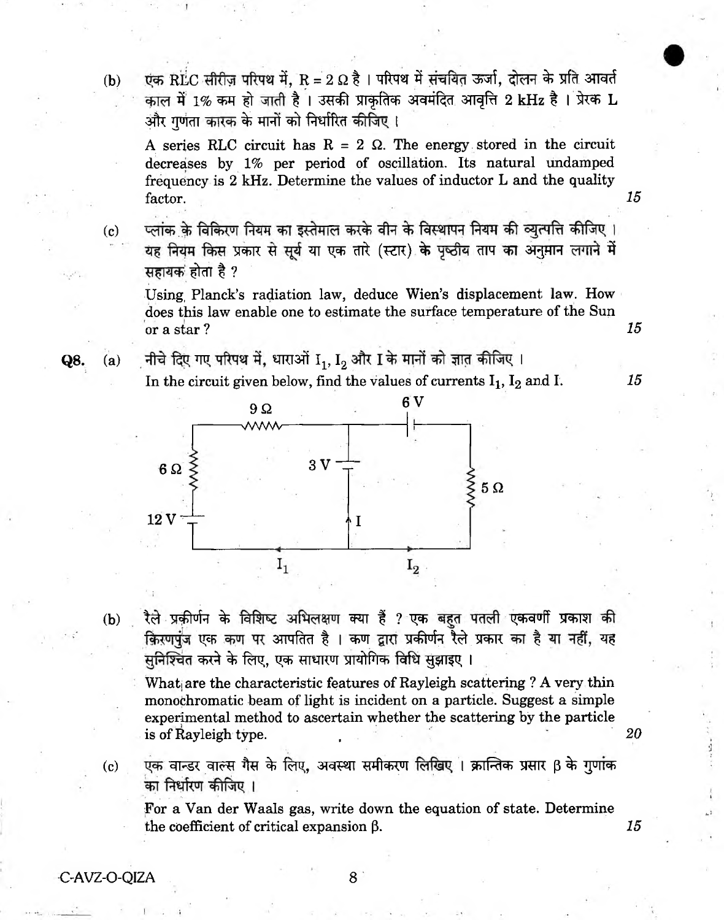(b) एक RLC सीरीज़ परिपथ में, $R = 2\ \Omega$ है । परिपथ में संचयित ऊर्जा, दोलन के प्रति आवर्त काल में 1% कम हो जाती है । उसकी प्राकृतिक अवमंदित आवृत्ति 2 kHz है । प्रेरक L और गुणता कारक के मानों को निर्धारित कीजिए ।

A series RLC circuit has $R = 2\ \Omega$. The energy stored in the circuit decreases by 1% per period of oscillation. Its natural undamped frequency is 2 kHz. Determine the values of inductor L and the quality factor. **15**

(c) प्लांक के विकिरण नियम का इस्तेमाल करके वीन के विस्थापन नियम की व्युत्पत्ति कीजिए । यह नियम किस प्रकार से सूर्य या एक तारे (स्टार) के पृष्ठीय ताप का अनुमान लगाने में सहायक होता है ?

Using Planck's radiation law, deduce Wien's displacement law. How does this law enable one to estimate the surface temperature of the Sun or a star ? **15**

**Q8.** (a) नीचे दिए गए परिपथ में, धाराओं $I_1$, $I_2$ और $I$ के मानों को ज्ञात कीजिए ।

In the circuit given below, find the values of currents $I_1$, $I_2$ and I. **15**

9 Ω

6 V

6 Ω

3 V

5 Ω

12 V

I

$I_1$

$I_2$

(b) रैले प्रकीर्णन के विशिष्ट अभिलक्षण क्या हैं ? एक बहुत पतली एकवर्णी प्रकाश की किरणपुंज एक कण पर आपतित है । कण द्वारा प्रकीर्णन रैले प्रकार का है या नहीं, यह सुनिश्चित करने के लिए, एक साधारण प्रायोगिक विधि सुझाइए ।

What are the characteristic features of Rayleigh scattering ? A very thin monochromatic beam of light is incident on a particle. Suggest a simple experimental method to ascertain whether the scattering by the particle is of Rayleigh type. **20**

(c) एक वान्डर वाल्स गैस के लिए, अवस्था समीकरण लिखिए । क्रान्तिक प्रसार $\beta$ के गुणांक का निर्धारण कीजिए ।

For a Van der Waals gas, write down the equation of state. Determine the coefficient of critical expansion $\beta$. **15**